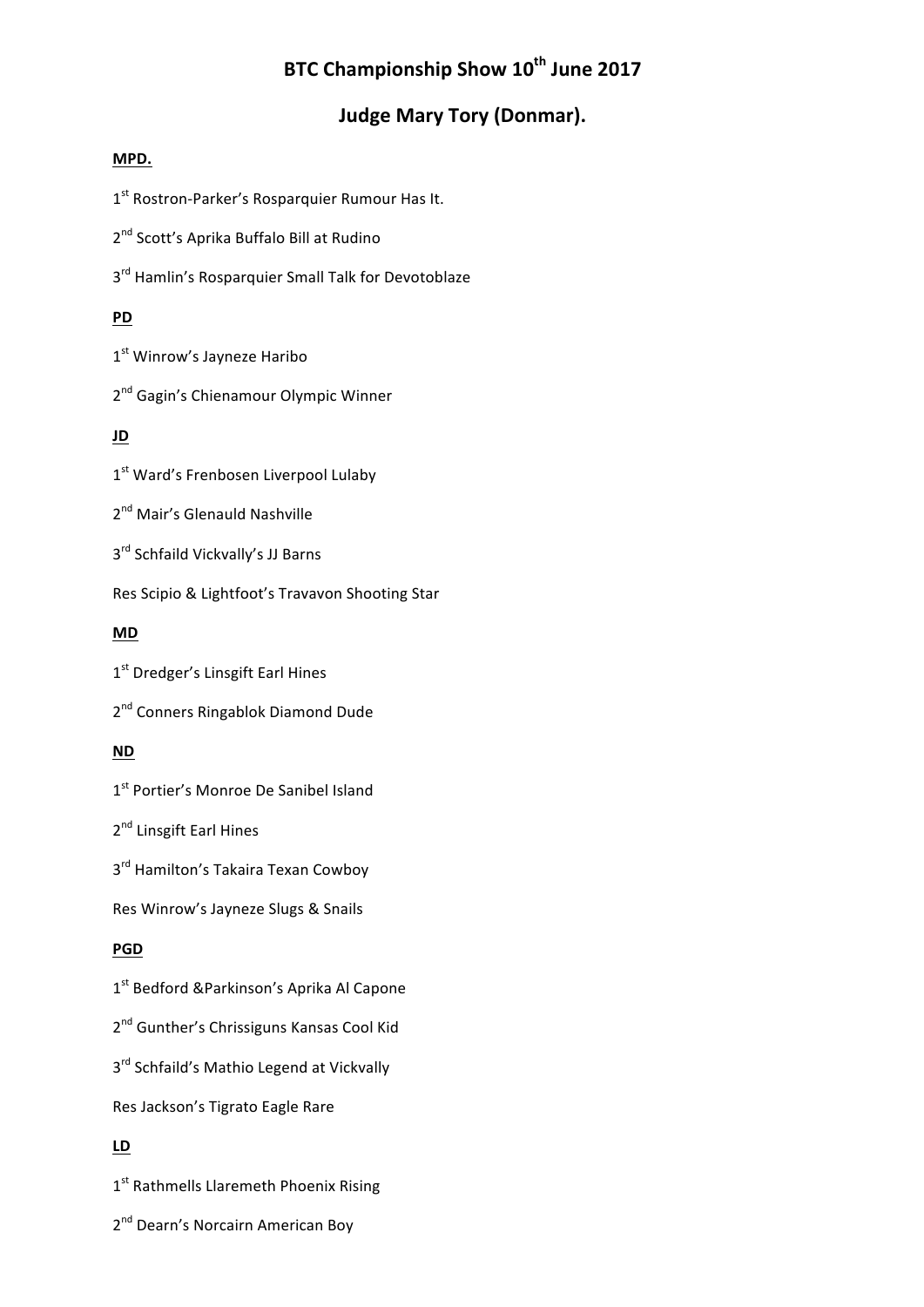# BTC Championship Show 10th June 2017

## Judge Mary Tory (Donmar).

**MPD.**

1st Rostron-Parker's Rosparquier Rumour Has It.

2nd Scott's Aprika Buffalo Bill at Rudino

3rd Hamlin's Rosparquier Small Talk for Devotoblaze

**PD**

1st Winrow's Jayneze Haribo

2nd Gagin's Chienamour Olympic Winner

**JD**

1st Ward's Frenbosen Liverpool Lulaby

2nd Mair's Glenauld Nashville

3rd Schfaild Vickvally's JJ Barns

Res Scipio & Lightfoot's Travavon Shooting Star

**MD**

1st Dredger's Linsgift Earl Hines

2nd Conners Ringablok Diamond Dude

**ND**

1st Portier's Monroe De Sanibel Island

2nd Linsgift Earl Hines

3rd Hamilton's Takaira Texan Cowboy

Res Winrow's Jayneze Slugs & Snails

**PGD**

1st Bedford &Parkinson's Aprika Al Capone

2nd Gunther's Chrissiguns Kansas Cool Kid

3rd Schfaild's Mathio Legend at Vickvally

Res Jackson's Tigrato Eagle Rare

**LD**

1st Rathmells Llaremeth Phoenix Rising

2nd Dearn's Norcairn American Boy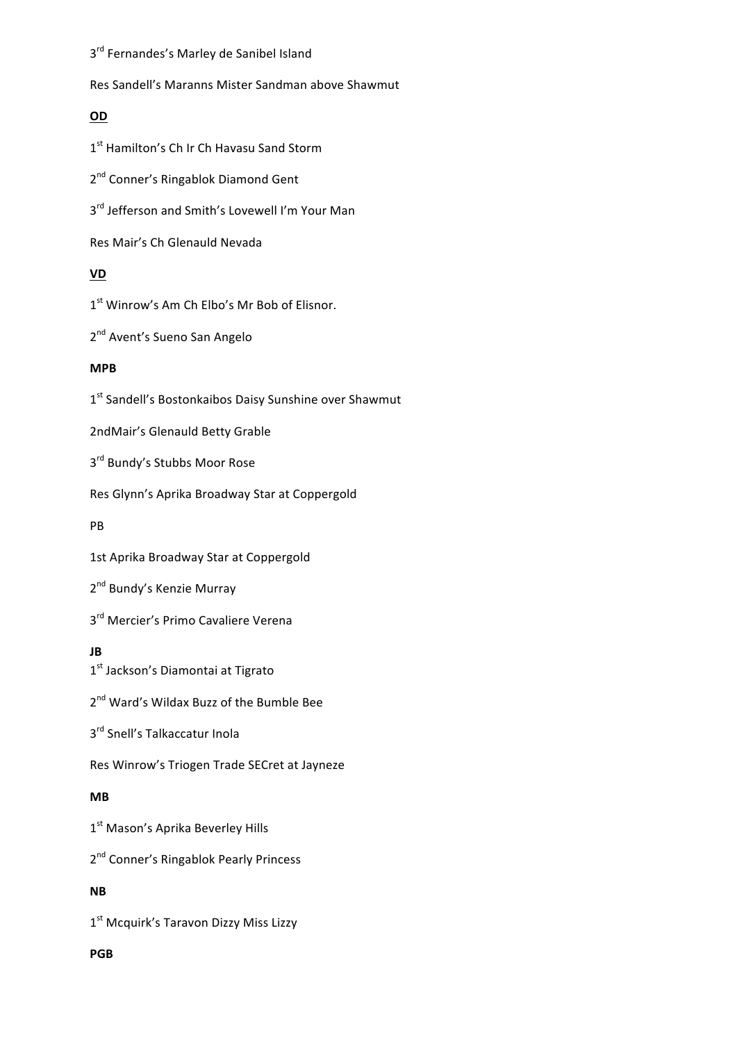3rd Fernandes's Marley de Sanibel Island

Res Sandell's Maranns Mister Sandman above Shawmut

**OD**

1st Hamilton's Ch Ir Ch Havasu Sand Storm

2nd Conner's Ringablok Diamond Gent

3rd Jefferson and Smith's Lovewell I'm Your Man

Res Mair's Ch Glenauld Nevada

**VD**

1st Winrow's Am Ch Elbo's Mr Bob of Elisnor.

2nd Avent's Sueno San Angelo

**MPB**

1st Sandell's Bostonkaibos Daisy Sunshine over Shawmut

2ndMair's Glenauld Betty Grable

3rd Bundy's Stubbs Moor Rose

Res Glynn's Aprika Broadway Star at Coppergold

PB

1st Aprika Broadway Star at Coppergold

2nd Bundy's Kenzie Murray

3rd Mercier's Primo Cavaliere Verena

**JB**

1st Jackson's Diamontai at Tigrato

2nd Ward's Wildax Buzz of the Bumble Bee

3rd Snell's Talkaccatur Inola

Res Winrow's Triogen Trade SECret at Jayneze

**MB**

1st Mason's Aprika Beverley Hills

2nd Conner's Ringablok Pearly Princess

**NB**

1st Mcquirk's Taravon Dizzy Miss Lizzy

**PGB**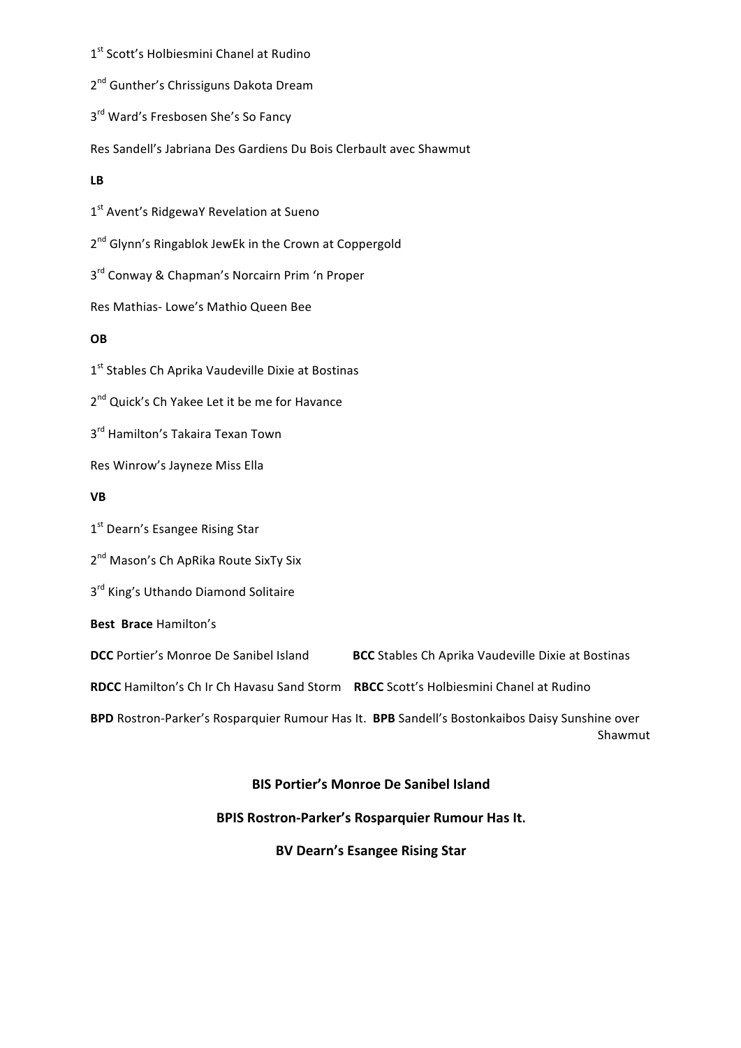1st Scott's Holbiesmini Chanel at Rudino

2nd Gunther's Chrissiguns Dakota Dream

3rd Ward's Fresbosen She's So Fancy

Res Sandell's Jabriana Des Gardiens Du Bois Clerbault avec Shawmut

**LB**

1st Avent's RidgewaY Revelation at Sueno

2nd Glynn's Ringablok JewEk in the Crown at Coppergold

3rd Conway & Chapman's Norcairn Prim 'n Proper

Res Mathias- Lowe's Mathio Queen Bee

**OB**

1st Stables Ch Aprika Vaudeville Dixie at Bostinas

2nd Quick's Ch Yakee Let it be me for Havance

3rd Hamilton's Takaira Texan Town

Res Winrow's Jayneze Miss Ella

**VB**

1st Dearn's Esangee Rising Star

2nd Mason's Ch ApRika Route SixTy Six

3rd King's Uthando Diamond Solitaire

**Best Brace** Hamilton's

**DCC** Portier's Monroe De Sanibel Island **BCC** Stables Ch Aprika Vaudeville Dixie at Bostinas

**RDCC** Hamilton's Ch Ir Ch Havasu Sand Storm **RBCC** Scott's Holbiesmini Chanel at Rudino

**BPD** Rostron-Parker's Rosparquier Rumour Has It. **BPB** Sandell's Bostonkaibos Daisy Sunshine over Shawmut

**BIS Portier's Monroe De Sanibel Island**

**BPIS Rostron-Parker's Rosparquier Rumour Has It.**

**BV Dearn's Esangee Rising Star**